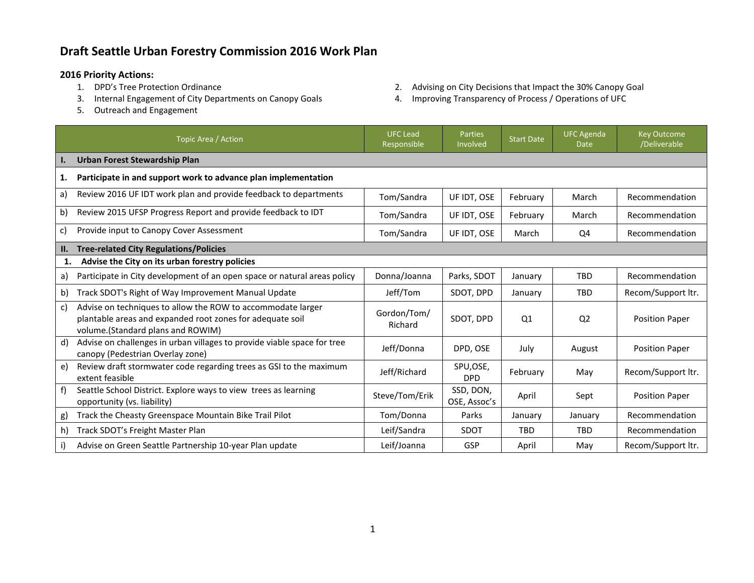# Draft Seattle Urban Forestry Commission 2016 Work Plan

## 2016 Priority Actions:

1. DPD's Tree Protection Ordinance
2. Advising on City Decisions that Impact the 30% Canopy Goal
3. Internal Engagement of City Departments on Canopy Goals
4. Improving Transparency of Process / Operations of UFC
5. Outreach and Engagement

| Topic Area / Action | UFC Lead Responsible | Parties Involved | Start Date | UFC Agenda Date | Key Outcome /Deliverable |
|---|---|---|---|---|---|
| **I. Urban Forest Stewardship Plan** | | | | | |
| **1. Participate in and support work to advance plan implementation** | | | | | |
| a) Review 2016 UF IDT work plan and provide feedback to departments | Tom/Sandra | UF IDT, OSE | February | March | Recommendation |
| b) Review 2015 UFSP Progress Report and provide feedback to IDT | Tom/Sandra | UF IDT, OSE | February | March | Recommendation |
| c) Provide input to Canopy Cover Assessment | Tom/Sandra | UF IDT, OSE | March | Q4 | Recommendation |
| **II. Tree-related City Regulations/Policies** | | | | | |
| **1. Advise the City on its urban forestry policies** | | | | | |
| a) Participate in City development of an open space or natural areas policy | Donna/Joanna | Parks, SDOT | January | TBD | Recommendation |
| b) Track SDOT's Right of Way Improvement Manual Update | Jeff/Tom | SDOT, DPD | January | TBD | Recom/Support ltr. |
| c) Advise on techniques to allow the ROW to accommodate larger plantable areas and expanded root zones for adequate soil volume.(Standard plans and ROWIM) | Gordon/Tom/ Richard | SDOT, DPD | Q1 | Q2 | Position Paper |
| d) Advise on challenges in urban villages to provide viable space for tree canopy (Pedestrian Overlay zone) | Jeff/Donna | DPD, OSE | July | August | Position Paper |
| e) Review draft stormwater code regarding trees as GSI to the maximum extent feasible | Jeff/Richard | SPU,OSE, DPD | February | May | Recom/Support ltr. |
| f) Seattle School District. Explore ways to view trees as learning opportunity (vs. liability) | Steve/Tom/Erik | SSD, DON, OSE, Assoc's | April | Sept | Position Paper |
| g) Track the Cheasty Greenspace Mountain Bike Trail Pilot | Tom/Donna | Parks | January | January | Recommendation |
| h) Track SDOT's Freight Master Plan | Leif/Sandra | SDOT | TBD | TBD | Recommendation |
| i) Advise on Green Seattle Partnership 10-year Plan update | Leif/Joanna | GSP | April | May | Recom/Support ltr. |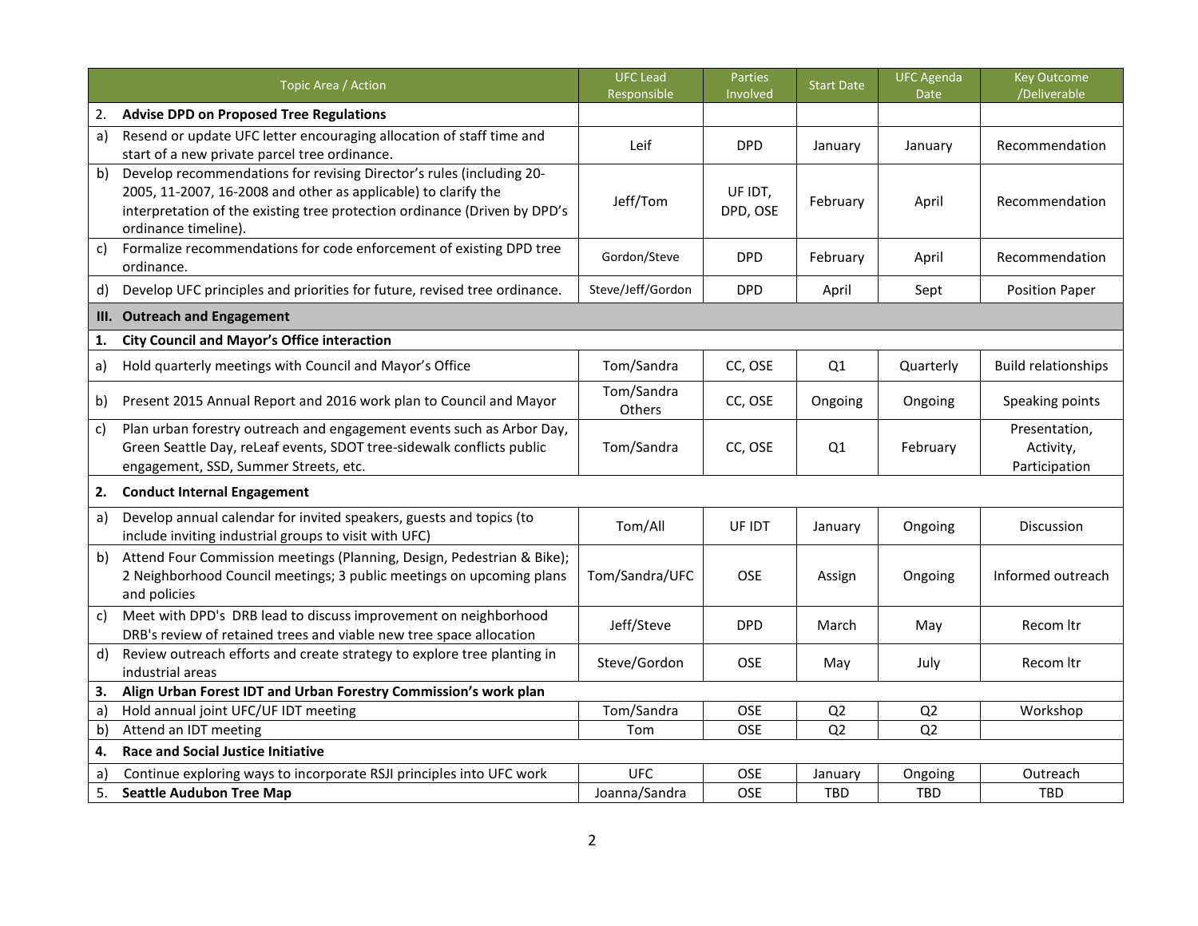| | Topic Area / Action | UFC Lead Responsible | Parties Involved | Start Date | UFC Agenda Date | Key Outcome /Deliverable |
|---|---|---|---|---|---|---|
| 2. | **Advise DPD on Proposed Tree Regulations** | | | | | |
| a) | Resend or update UFC letter encouraging allocation of staff time and start of a new private parcel tree ordinance. | Leif | DPD | January | January | Recommendation |
| b) | Develop recommendations for revising Director's rules (including 20-2005, 11-2007, 16-2008 and other as applicable) to clarify the interpretation of the existing tree protection ordinance (Driven by DPD's ordinance timeline). | Jeff/Tom | UF IDT, DPD, OSE | February | April | Recommendation |
| c) | Formalize recommendations for code enforcement of existing DPD tree ordinance. | Gordon/Steve | DPD | February | April | Recommendation |
| d) | Develop UFC principles and priorities for future, revised tree ordinance. | Steve/Jeff/Gordon | DPD | April | Sept | Position Paper |
| **III.** | **Outreach and Engagement** | | | | | |
| **1.** | **City Council and Mayor's Office interaction** | | | | | |
| a) | Hold quarterly meetings with Council and Mayor's Office | Tom/Sandra | CC, OSE | Q1 | Quarterly | Build relationships |
| b) | Present 2015 Annual Report and 2016 work plan to Council and Mayor | Tom/Sandra Others | CC, OSE | Ongoing | Ongoing | Speaking points |
| c) | Plan urban forestry outreach and engagement events such as Arbor Day, Green Seattle Day, reLeaf events, SDOT tree-sidewalk conflicts public engagement, SSD, Summer Streets, etc. | Tom/Sandra | CC, OSE | Q1 | February | Presentation, Activity, Participation |
| **2.** | **Conduct Internal Engagement** | | | | | |
| a) | Develop annual calendar for invited speakers, guests and topics (to include inviting industrial groups to visit with UFC) | Tom/All | UF IDT | January | Ongoing | Discussion |
| b) | Attend Four Commission meetings (Planning, Design, Pedestrian & Bike); 2 Neighborhood Council meetings; 3 public meetings on upcoming plans and policies | Tom/Sandra/UFC | OSE | Assign | Ongoing | Informed outreach |
| c) | Meet with DPD's DRB lead to discuss improvement on neighborhood DRB's review of retained trees and viable new tree space allocation | Jeff/Steve | DPD | March | May | Recom ltr |
| d) | Review outreach efforts and create strategy to explore tree planting in industrial areas | Steve/Gordon | OSE | May | July | Recom ltr |
| **3.** | **Align Urban Forest IDT and Urban Forestry Commission's work plan** | | | | | |
| a) | Hold annual joint UFC/UF IDT meeting | Tom/Sandra | OSE | Q2 | Q2 | Workshop |
| b) | Attend an IDT meeting | Tom | OSE | Q2 | Q2 | |
| **4.** | **Race and Social Justice Initiative** | | | | | |
| a) | Continue exploring ways to incorporate RSJI principles into UFC work | UFC | OSE | January | Ongoing | Outreach |
| 5. | **Seattle Audubon Tree Map** | Joanna/Sandra | OSE | TBD | TBD | TBD |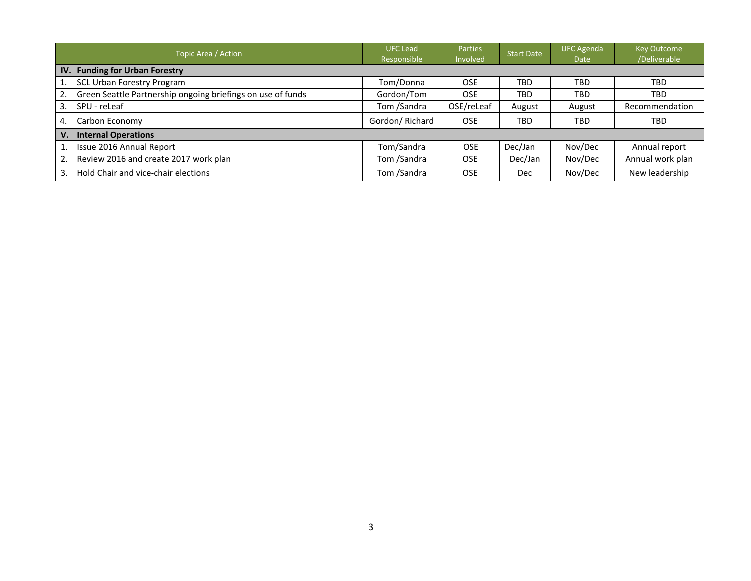| Topic Area / Action | UFC Lead Responsible | Parties Involved | Start Date | UFC Agenda Date | Key Outcome /Deliverable |
|---|---|---|---|---|---|
| **IV. Funding for Urban Forestry** | | | | | |
| 1. SCL Urban Forestry Program | Tom/Donna | OSE | TBD | TBD | TBD |
| 2. Green Seattle Partnership ongoing briefings on use of funds | Gordon/Tom | OSE | TBD | TBD | TBD |
| 3. SPU - reLeaf | Tom /Sandra | OSE/reLeaf | August | August | Recommendation |
| 4. Carbon Economy | Gordon/ Richard | OSE | TBD | TBD | TBD |
| **V. Internal Operations** | | | | | |
| 1. Issue 2016 Annual Report | Tom/Sandra | OSE | Dec/Jan | Nov/Dec | Annual report |
| 2. Review 2016 and create 2017 work plan | Tom /Sandra | OSE | Dec/Jan | Nov/Dec | Annual work plan |
| 3. Hold Chair and vice-chair elections | Tom /Sandra | OSE | Dec | Nov/Dec | New leadership |